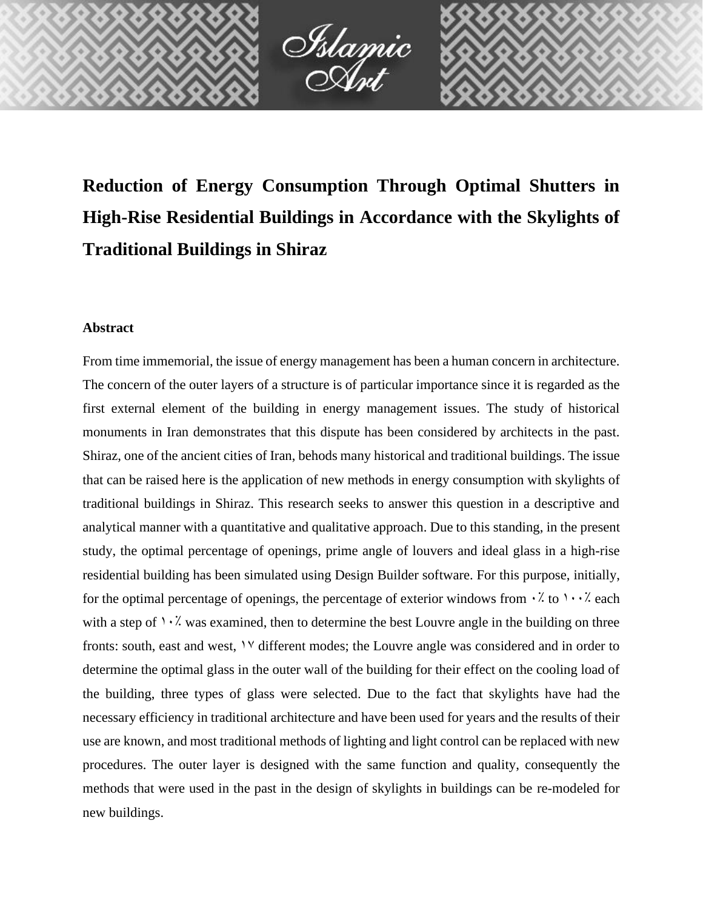# Reduction of Energy Consumption Through Optimal Shutters in High-Rise Residential Buildings in Accordance with the Skylights of Traditional Buildings in Shiraz

## Abstract

From time immemorial, the issue of energy management has been a human concern in architecture. The concern of the outer layers of a structure is of particular importance since it is regarded as the first external element of the building in energy management issues. The study of historical monuments in Iran demonstrates that this dispute has been considered by architects in the past. Shiraz, one of the ancient cities of Iran, behods many historical and traditional buildings. The issue that can be raised here is the application of new methods in energy consumption with skylights of traditional buildings in Shiraz. This research seeks to answer this question in a descriptive and analytical manner with a quantitative and qualitative approach. Due to this standing, in the present study, the optimal percentage of openings, prime angle of louvers and ideal glass in a high-rise residential building has been simulated using Design Builder software. For this purpose, initially, for the optimal percentage of openings, the percentage of exterior windows from ۰٪ to ۱۰۰٪ each with a step of ۱۰٪ was examined, then to determine the best Louvre angle in the building on three fronts: south, east and west, ۱۷ different modes; the Louvre angle was considered and in order to determine the optimal glass in the outer wall of the building for their effect on the cooling load of the building, three types of glass were selected. Due to the fact that skylights have had the necessary efficiency in traditional architecture and have been used for years and the results of their use are known, and most traditional methods of lighting and light control can be replaced with new procedures. The outer layer is designed with the same function and quality, consequently the methods that were used in the past in the design of skylights in buildings can be re-modeled for new buildings.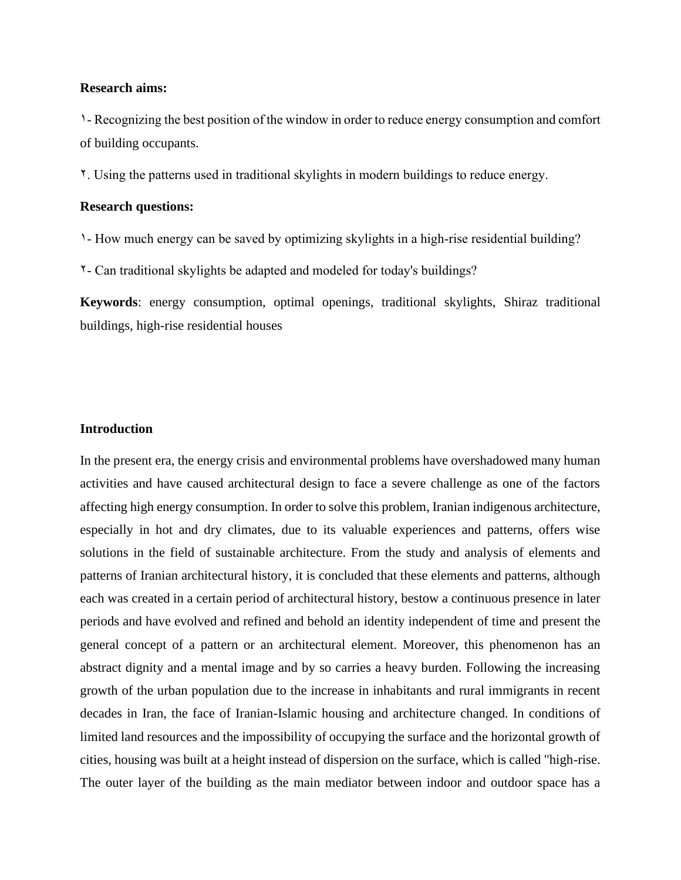**Research aims:**

١- Recognizing the best position of the window in order to reduce energy consumption and comfort of building occupants.

٢. Using the patterns used in traditional skylights in modern buildings to reduce energy.

**Research questions:**

١- How much energy can be saved by optimizing skylights in a high-rise residential building?

٢- Can traditional skylights be adapted and modeled for today's buildings?

**Keywords**: energy consumption, optimal openings, traditional skylights, Shiraz traditional buildings, high-rise residential houses

**Introduction**

In the present era, the energy crisis and environmental problems have overshadowed many human activities and have caused architectural design to face a severe challenge as one of the factors affecting high energy consumption. In order to solve this problem, Iranian indigenous architecture, especially in hot and dry climates, due to its valuable experiences and patterns, offers wise solutions in the field of sustainable architecture. From the study and analysis of elements and patterns of Iranian architectural history, it is concluded that these elements and patterns, although each was created in a certain period of architectural history, bestow a continuous presence in later periods and have evolved and refined and behold an identity independent of time and present the general concept of a pattern or an architectural element. Moreover, this phenomenon has an abstract dignity and a mental image and by so carries a heavy burden. Following the increasing growth of the urban population due to the increase in inhabitants and rural immigrants in recent decades in Iran, the face of Iranian-Islamic housing and architecture changed. In conditions of limited land resources and the impossibility of occupying the surface and the horizontal growth of cities, housing was built at a height instead of dispersion on the surface, which is called "high-rise. The outer layer of the building as the main mediator between indoor and outdoor space has a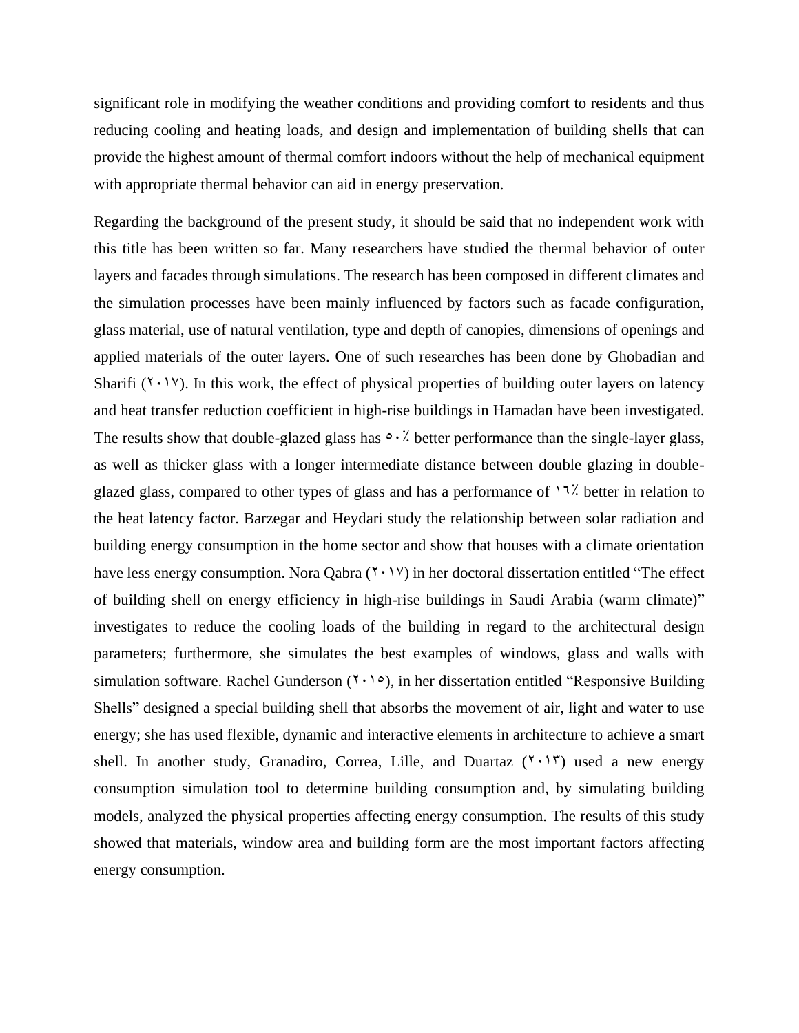significant role in modifying the weather conditions and providing comfort to residents and thus reducing cooling and heating loads, and design and implementation of building shells that can provide the highest amount of thermal comfort indoors without the help of mechanical equipment with appropriate thermal behavior can aid in energy preservation.

Regarding the background of the present study, it should be said that no independent work with this title has been written so far. Many researchers have studied the thermal behavior of outer layers and facades through simulations. The research has been composed in different climates and the simulation processes have been mainly influenced by factors such as facade configuration, glass material, use of natural ventilation, type and depth of canopies, dimensions of openings and applied materials of the outer layers. One of such researches has been done by Ghobadian and Sharifi (۲۰۱۷). In this work, the effect of physical properties of building outer layers on latency and heat transfer reduction coefficient in high-rise buildings in Hamadan have been investigated. The results show that double-glazed glass has ۵۰٪ better performance than the single-layer glass, as well as thicker glass with a longer intermediate distance between double glazing in double-glazed glass, compared to other types of glass and has a performance of ۱۶٪ better in relation to the heat latency factor. Barzegar and Heydari study the relationship between solar radiation and building energy consumption in the home sector and show that houses with a climate orientation have less energy consumption. Nora Qabra (۲۰۱۷) in her doctoral dissertation entitled "The effect of building shell on energy efficiency in high-rise buildings in Saudi Arabia (warm climate)" investigates to reduce the cooling loads of the building in regard to the architectural design parameters; furthermore, she simulates the best examples of windows, glass and walls with simulation software. Rachel Gunderson (۲۰۱۵), in her dissertation entitled "Responsive Building Shells" designed a special building shell that absorbs the movement of air, light and water to use energy; she has used flexible, dynamic and interactive elements in architecture to achieve a smart shell. In another study, Granadiro, Correa, Lille, and Duartaz (۲۰۱۳) used a new energy consumption simulation tool to determine building consumption and, by simulating building models, analyzed the physical properties affecting energy consumption. The results of this study showed that materials, window area and building form are the most important factors affecting energy consumption.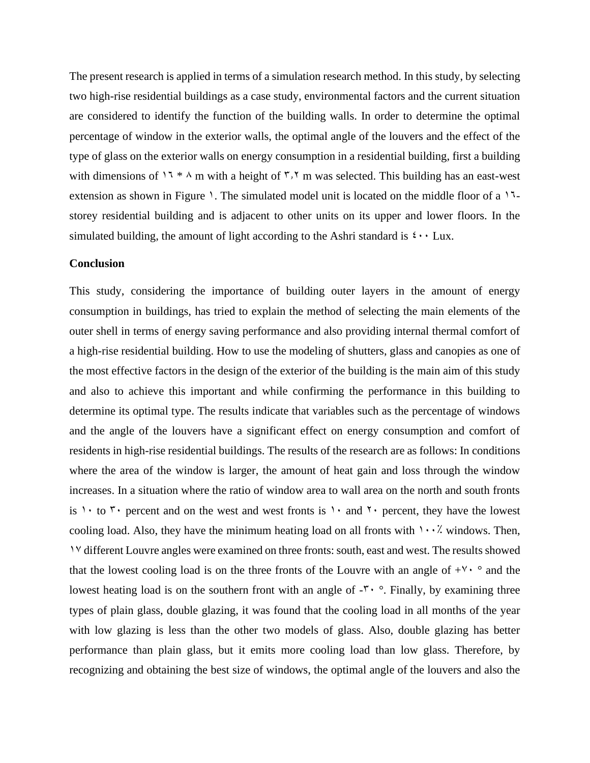The present research is applied in terms of a simulation research method. In this study, by selecting two high-rise residential buildings as a case study, environmental factors and the current situation are considered to identify the function of the building walls. In order to determine the optimal percentage of window in the exterior walls, the optimal angle of the louvers and the effect of the type of glass on the exterior walls on energy consumption in a residential building, first a building with dimensions of ١٦ * ٨ m with a height of ٣,٢ m was selected. This building has an east-west extension as shown in Figure ١. The simulated model unit is located on the middle floor of a ١٦-storey residential building and is adjacent to other units on its upper and lower floors. In the simulated building, the amount of light according to the Ashri standard is ٤٠٠ Lux.

**Conclusion**

This study, considering the importance of building outer layers in the amount of energy consumption in buildings, has tried to explain the method of selecting the main elements of the outer shell in terms of energy saving performance and also providing internal thermal comfort of a high-rise residential building. How to use the modeling of shutters, glass and canopies as one of the most effective factors in the design of the exterior of the building is the main aim of this study and also to achieve this important and while confirming the performance in this building to determine its optimal type. The results indicate that variables such as the percentage of windows and the angle of the louvers have a significant effect on energy consumption and comfort of residents in high-rise residential buildings. The results of the research are as follows: In conditions where the area of the window is larger, the amount of heat gain and loss through the window increases. In a situation where the ratio of window area to wall area on the north and south fronts is ١٠ to ٣٠ percent and on the west and west fronts is ١٠ and ٢٠ percent, they have the lowest cooling load. Also, they have the minimum heating load on all fronts with ١٠٠٪ windows. Then, ١٧ different Louvre angles were examined on three fronts: south, east and west. The results showed that the lowest cooling load is on the three fronts of the Louvre with an angle of +٧٠ ° and the lowest heating load is on the southern front with an angle of -٣٠ °. Finally, by examining three types of plain glass, double glazing, it was found that the cooling load in all months of the year with low glazing is less than the other two models of glass. Also, double glazing has better performance than plain glass, but it emits more cooling load than low glass. Therefore, by recognizing and obtaining the best size of windows, the optimal angle of the louvers and also the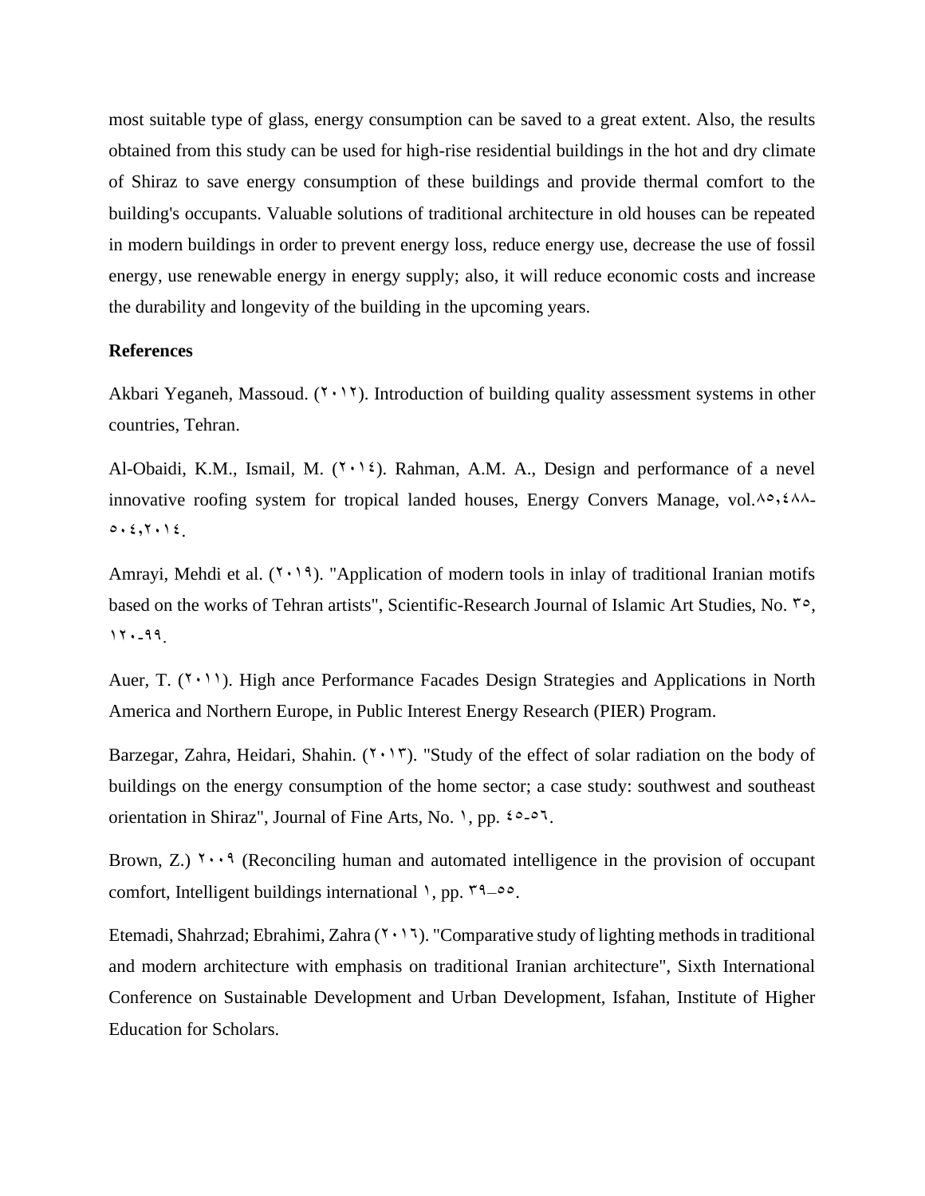most suitable type of glass, energy consumption can be saved to a great extent. Also, the results obtained from this study can be used for high-rise residential buildings in the hot and dry climate of Shiraz to save energy consumption of these buildings and provide thermal comfort to the building's occupants. Valuable solutions of traditional architecture in old houses can be repeated in modern buildings in order to prevent energy loss, reduce energy use, decrease the use of fossil energy, use renewable energy in energy supply; also, it will reduce economic costs and increase the durability and longevity of the building in the upcoming years.

**References**

Akbari Yeganeh, Massoud. (٢٠١٢). Introduction of building quality assessment systems in other countries, Tehran.

Al-Obaidi, K.M., Ismail, M. (٢٠١٤). Rahman, A.M. A., Design and performance of a nevel innovative roofing system for tropical landed houses, Energy Convers Manage, vol.٨٥,٤٨٨-٥٠٤,٢٠١٤.

Amrayi, Mehdi et al. (٢٠١٩). "Application of modern tools in inlay of traditional Iranian motifs based on the works of Tehran artists", Scientific-Research Journal of Islamic Art Studies, No. ٣٥, ١٢٠-٩٩.

Auer, T. (٢٠١١). High ance Performance Facades Design Strategies and Applications in North America and Northern Europe, in Public Interest Energy Research (PIER) Program.

Barzegar, Zahra, Heidari, Shahin. (٢٠١٣). "Study of the effect of solar radiation on the body of buildings on the energy consumption of the home sector; a case study: southwest and southeast orientation in Shiraz", Journal of Fine Arts, No. ١, pp. ٤٥-٥٦.

Brown, Z.) ٢٠٠٩ (Reconciling human and automated intelligence in the provision of occupant comfort, Intelligent buildings international ١, pp. ٣٩–٥٥.

Etemadi, Shahrzad; Ebrahimi, Zahra (٢٠١٦). "Comparative study of lighting methods in traditional and modern architecture with emphasis on traditional Iranian architecture", Sixth International Conference on Sustainable Development and Urban Development, Isfahan, Institute of Higher Education for Scholars.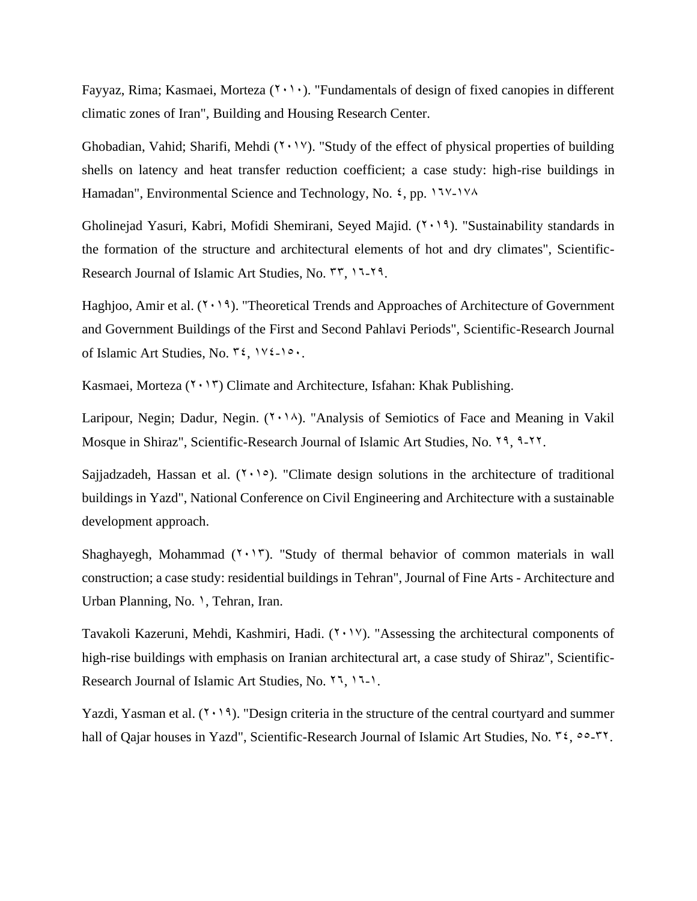Fayyaz, Rima; Kasmaei, Morteza (۲۰۱۰). "Fundamentals of design of fixed canopies in different climatic zones of Iran", Building and Housing Research Center.

Ghobadian, Vahid; Sharifi, Mehdi (۲۰۱۷). "Study of the effect of physical properties of building shells on latency and heat transfer reduction coefficient; a case study: high-rise buildings in Hamadan", Environmental Science and Technology, No. ٤, pp. ١٦٧-١٧٨

Gholinejad Yasuri, Kabri, Mofidi Shemirani, Seyed Majid. (۲۰۱۹). "Sustainability standards in the formation of the structure and architectural elements of hot and dry climates", Scientific-Research Journal of Islamic Art Studies, No. ٣٣, ١٦-٢٩.

Haghjoo, Amir et al. (۲۰۱۹). "Theoretical Trends and Approaches of Architecture of Government and Government Buildings of the First and Second Pahlavi Periods", Scientific-Research Journal of Islamic Art Studies, No. ٣٤, ١٧٤-١٥٠.

Kasmaei, Morteza (۲۰۱۳) Climate and Architecture, Isfahan: Khak Publishing.

Laripour, Negin; Dadur, Negin. (۲۰۱۸). "Analysis of Semiotics of Face and Meaning in Vakil Mosque in Shiraz", Scientific-Research Journal of Islamic Art Studies, No. ٢٩, ٩-٢٢.

Sajjadzadeh, Hassan et al. (۲۰۱٥). "Climate design solutions in the architecture of traditional buildings in Yazd", National Conference on Civil Engineering and Architecture with a sustainable development approach.

Shaghayegh, Mohammad (۲۰۱۳). "Study of thermal behavior of common materials in wall construction; a case study: residential buildings in Tehran", Journal of Fine Arts - Architecture and Urban Planning, No. ١, Tehran, Iran.

Tavakoli Kazeruni, Mehdi, Kashmiri, Hadi. (۲۰۱۷). "Assessing the architectural components of high-rise buildings with emphasis on Iranian architectural art, a case study of Shiraz", Scientific-Research Journal of Islamic Art Studies, No. ٢٦, ١٦-١.

Yazdi, Yasman et al. (۲۰۱۹). "Design criteria in the structure of the central courtyard and summer hall of Qajar houses in Yazd", Scientific-Research Journal of Islamic Art Studies, No. ٣٤, ٥٥-٣٢.